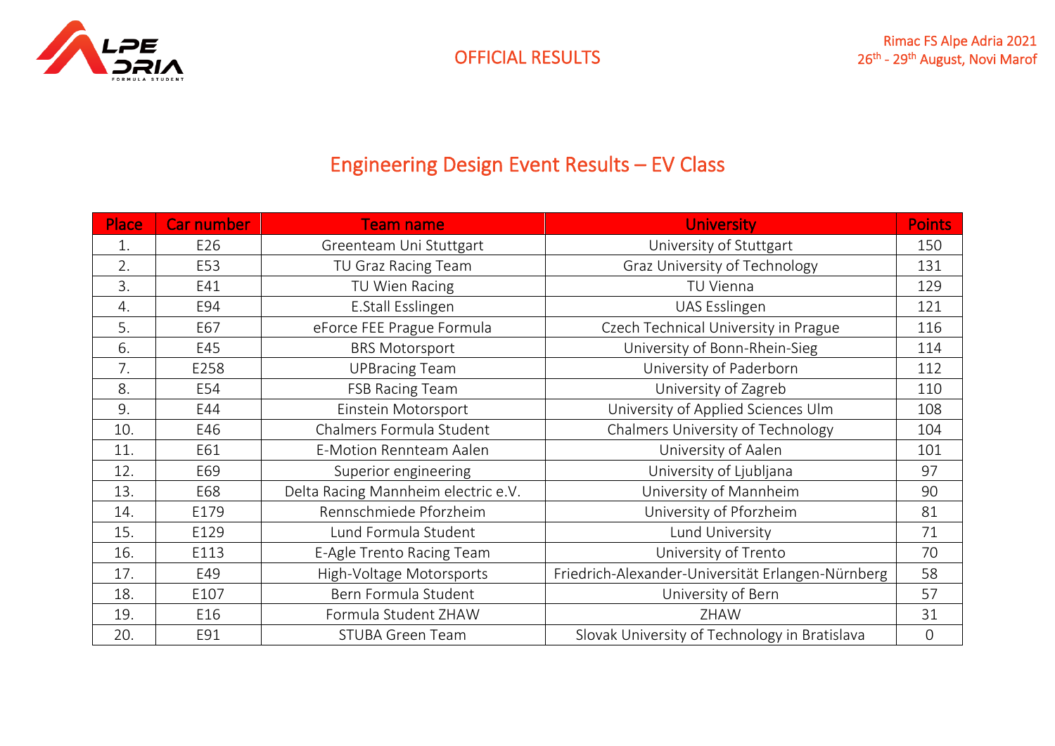OFFICIAL RESULTS

Rimac FS Alpe Adria 2021
26th - 29th August, Novi Marof

## Engineering Design Event Results – EV Class

| Place | Car number | Team name | University | Points |
| --- | --- | --- | --- | --- |
| 1. | E26 | Greenteam Uni Stuttgart | University of Stuttgart | 150 |
| 2. | E53 | TU Graz Racing Team | Graz University of Technology | 131 |
| 3. | E41 | TU Wien Racing | TU Vienna | 129 |
| 4. | E94 | E.Stall Esslingen | UAS Esslingen | 121 |
| 5. | E67 | eForce FEE Prague Formula | Czech Technical University in Prague | 116 |
| 6. | E45 | BRS Motorsport | University of Bonn-Rhein-Sieg | 114 |
| 7. | E258 | UPBracing Team | University of Paderborn | 112 |
| 8. | E54 | FSB Racing Team | University of Zagreb | 110 |
| 9. | E44 | Einstein Motorsport | University of Applied Sciences Ulm | 108 |
| 10. | E46 | Chalmers Formula Student | Chalmers University of Technology | 104 |
| 11. | E61 | E-Motion Rennteam Aalen | University of Aalen | 101 |
| 12. | E69 | Superior engineering | University of Ljubljana | 97 |
| 13. | E68 | Delta Racing Mannheim electric e.V. | University of Mannheim | 90 |
| 14. | E179 | Rennschmiede Pforzheim | University of Pforzheim | 81 |
| 15. | E129 | Lund Formula Student | Lund University | 71 |
| 16. | E113 | E-Agle Trento Racing Team | University of Trento | 70 |
| 17. | E49 | High-Voltage Motorsports | Friedrich-Alexander-Universität Erlangen-Nürnberg | 58 |
| 18. | E107 | Bern Formula Student | University of Bern | 57 |
| 19. | E16 | Formula Student ZHAW | ZHAW | 31 |
| 20. | E91 | STUBA Green Team | Slovak University of Technology in Bratislava | 0 |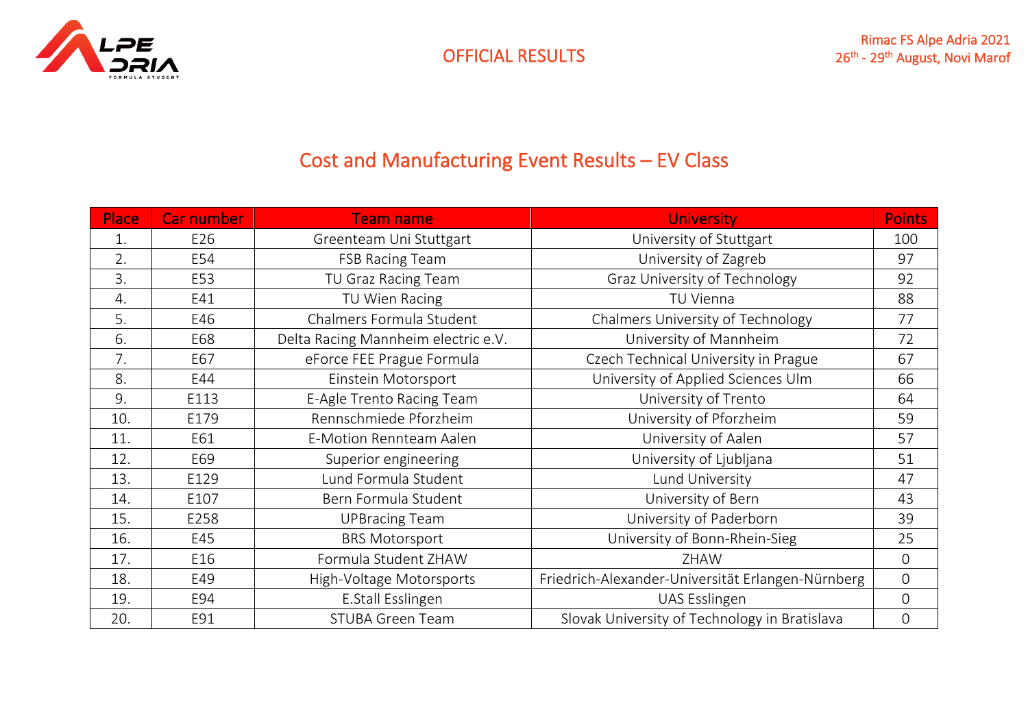OFFICIAL RESULTS

Rimac FS Alpe Adria 2021
26th - 29th August, Novi Marof

## Cost and Manufacturing Event Results – EV Class

| Place | Car number | Team name | University | Points |
|---|---|---|---|---|
| 1. | E26 | Greenteam Uni Stuttgart | University of Stuttgart | 100 |
| 2. | E54 | FSB Racing Team | University of Zagreb | 97 |
| 3. | E53 | TU Graz Racing Team | Graz University of Technology | 92 |
| 4. | E41 | TU Wien Racing | TU Vienna | 88 |
| 5. | E46 | Chalmers Formula Student | Chalmers University of Technology | 77 |
| 6. | E68 | Delta Racing Mannheim electric e.V. | University of Mannheim | 72 |
| 7. | E67 | eForce FEE Prague Formula | Czech Technical University in Prague | 67 |
| 8. | E44 | Einstein Motorsport | University of Applied Sciences Ulm | 66 |
| 9. | E113 | E-Agle Trento Racing Team | University of Trento | 64 |
| 10. | E179 | Rennschmiede Pforzheim | University of Pforzheim | 59 |
| 11. | E61 | E-Motion Rennteam Aalen | University of Aalen | 57 |
| 12. | E69 | Superior engineering | University of Ljubljana | 51 |
| 13. | E129 | Lund Formula Student | Lund University | 47 |
| 14. | E107 | Bern Formula Student | University of Bern | 43 |
| 15. | E258 | UPBracing Team | University of Paderborn | 39 |
| 16. | E45 | BRS Motorsport | University of Bonn-Rhein-Sieg | 25 |
| 17. | E16 | Formula Student ZHAW | ZHAW | 0 |
| 18. | E49 | High-Voltage Motorsports | Friedrich-Alexander-Universität Erlangen-Nürnberg | 0 |
| 19. | E94 | E.Stall Esslingen | UAS Esslingen | 0 |
| 20. | E91 | STUBA Green Team | Slovak University of Technology in Bratislava | 0 |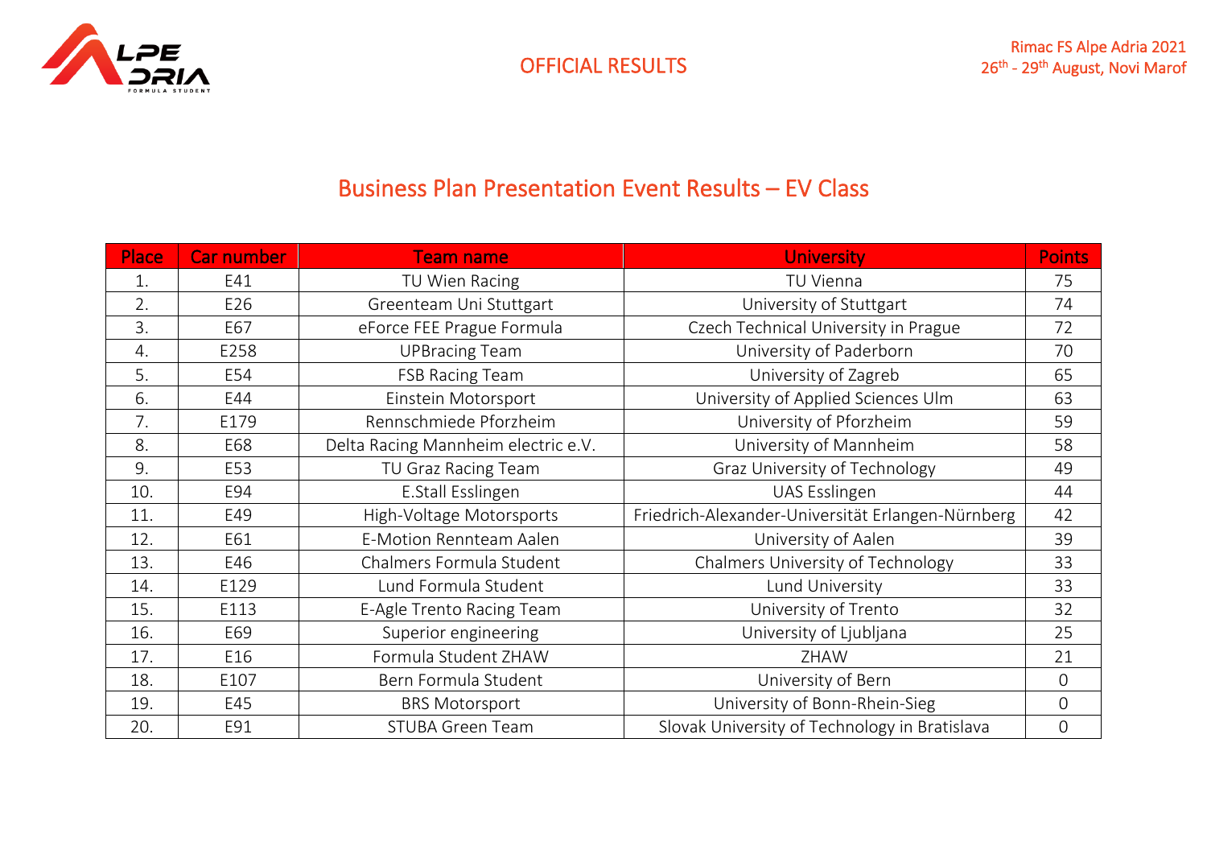OFFICIAL RESULTS

Rimac FS Alpe Adria 2021
26th - 29th August, Novi Marof

# Business Plan Presentation Event Results – EV Class

| Place | Car number | Team name | University | Points |
|---|---|---|---|---|
| 1. | E41 | TU Wien Racing | TU Vienna | 75 |
| 2. | E26 | Greenteam Uni Stuttgart | University of Stuttgart | 74 |
| 3. | E67 | eForce FEE Prague Formula | Czech Technical University in Prague | 72 |
| 4. | E258 | UPBracing Team | University of Paderborn | 70 |
| 5. | E54 | FSB Racing Team | University of Zagreb | 65 |
| 6. | E44 | Einstein Motorsport | University of Applied Sciences Ulm | 63 |
| 7. | E179 | Rennschmiede Pforzheim | University of Pforzheim | 59 |
| 8. | E68 | Delta Racing Mannheim electric e.V. | University of Mannheim | 58 |
| 9. | E53 | TU Graz Racing Team | Graz University of Technology | 49 |
| 10. | E94 | E.Stall Esslingen | UAS Esslingen | 44 |
| 11. | E49 | High-Voltage Motorsports | Friedrich-Alexander-Universität Erlangen-Nürnberg | 42 |
| 12. | E61 | E-Motion Rennteam Aalen | University of Aalen | 39 |
| 13. | E46 | Chalmers Formula Student | Chalmers University of Technology | 33 |
| 14. | E129 | Lund Formula Student | Lund University | 33 |
| 15. | E113 | E-Agle Trento Racing Team | University of Trento | 32 |
| 16. | E69 | Superior engineering | University of Ljubljana | 25 |
| 17. | E16 | Formula Student ZHAW | ZHAW | 21 |
| 18. | E107 | Bern Formula Student | University of Bern | 0 |
| 19. | E45 | BRS Motorsport | University of Bonn-Rhein-Sieg | 0 |
| 20. | E91 | STUBA Green Team | Slovak University of Technology in Bratislava | 0 |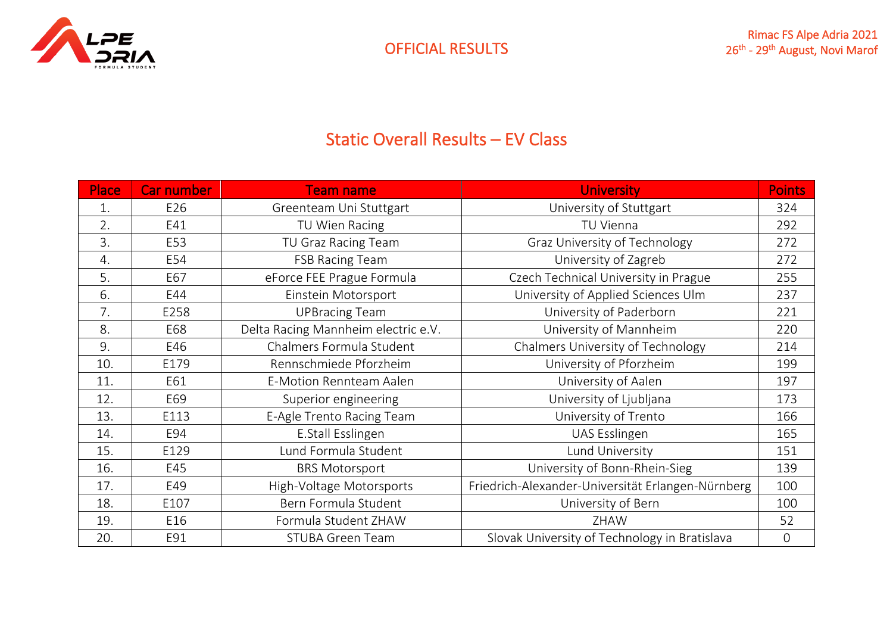OFFICIAL RESULTS

Rimac FS Alpe Adria 2021
26th - 29th August, Novi Marof

# Static Overall Results – EV Class

| Place | Car number | Team name | University | Points |
|---|---|---|---|---|
| 1. | E26 | Greenteam Uni Stuttgart | University of Stuttgart | 324 |
| 2. | E41 | TU Wien Racing | TU Vienna | 292 |
| 3. | E53 | TU Graz Racing Team | Graz University of Technology | 272 |
| 4. | E54 | FSB Racing Team | University of Zagreb | 272 |
| 5. | E67 | eForce FEE Prague Formula | Czech Technical University in Prague | 255 |
| 6. | E44 | Einstein Motorsport | University of Applied Sciences Ulm | 237 |
| 7. | E258 | UPBracing Team | University of Paderborn | 221 |
| 8. | E68 | Delta Racing Mannheim electric e.V. | University of Mannheim | 220 |
| 9. | E46 | Chalmers Formula Student | Chalmers University of Technology | 214 |
| 10. | E179 | Rennschmiede Pforzheim | University of Pforzheim | 199 |
| 11. | E61 | E-Motion Rennteam Aalen | University of Aalen | 197 |
| 12. | E69 | Superior engineering | University of Ljubljana | 173 |
| 13. | E113 | E-Agle Trento Racing Team | University of Trento | 166 |
| 14. | E94 | E.Stall Esslingen | UAS Esslingen | 165 |
| 15. | E129 | Lund Formula Student | Lund University | 151 |
| 16. | E45 | BRS Motorsport | University of Bonn-Rhein-Sieg | 139 |
| 17. | E49 | High-Voltage Motorsports | Friedrich-Alexander-Universität Erlangen-Nürnberg | 100 |
| 18. | E107 | Bern Formula Student | University of Bern | 100 |
| 19. | E16 | Formula Student ZHAW | ZHAW | 52 |
| 20. | E91 | STUBA Green Team | Slovak University of Technology in Bratislava | 0 |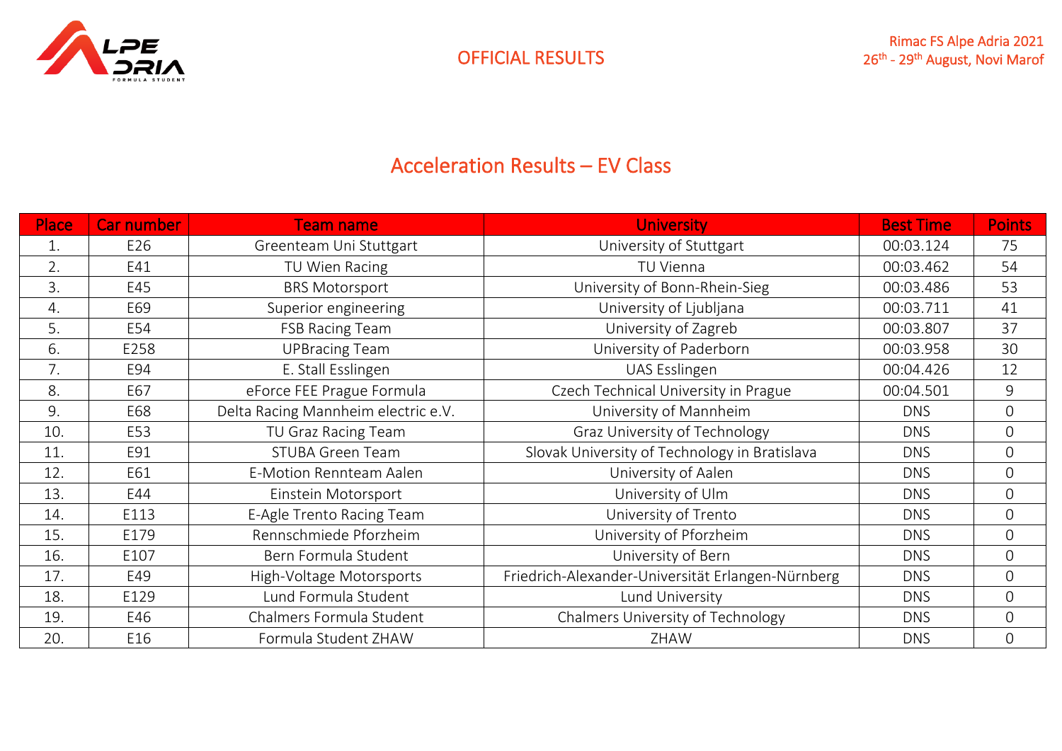OFFICIAL RESULTS

Rimac FS Alpe Adria 2021
26th - 29th August, Novi Marof

## Acceleration Results – EV Class

| Place | Car number | Team name | University | Best Time | Points |
|---|---|---|---|---|---|
| 1. | E26 | Greenteam Uni Stuttgart | University of Stuttgart | 00:03.124 | 75 |
| 2. | E41 | TU Wien Racing | TU Vienna | 00:03.462 | 54 |
| 3. | E45 | BRS Motorsport | University of Bonn-Rhein-Sieg | 00:03.486 | 53 |
| 4. | E69 | Superior engineering | University of Ljubljana | 00:03.711 | 41 |
| 5. | E54 | FSB Racing Team | University of Zagreb | 00:03.807 | 37 |
| 6. | E258 | UPBracing Team | University of Paderborn | 00:03.958 | 30 |
| 7. | E94 | E. Stall Esslingen | UAS Esslingen | 00:04.426 | 12 |
| 8. | E67 | eForce FEE Prague Formula | Czech Technical University in Prague | 00:04.501 | 9 |
| 9. | E68 | Delta Racing Mannheim electric e.V. | University of Mannheim | DNS | 0 |
| 10. | E53 | TU Graz Racing Team | Graz University of Technology | DNS | 0 |
| 11. | E91 | STUBA Green Team | Slovak University of Technology in Bratislava | DNS | 0 |
| 12. | E61 | E-Motion Rennteam Aalen | University of Aalen | DNS | 0 |
| 13. | E44 | Einstein Motorsport | University of Ulm | DNS | 0 |
| 14. | E113 | E-Agle Trento Racing Team | University of Trento | DNS | 0 |
| 15. | E179 | Rennschmiede Pforzheim | University of Pforzheim | DNS | 0 |
| 16. | E107 | Bern Formula Student | University of Bern | DNS | 0 |
| 17. | E49 | High-Voltage Motorsports | Friedrich-Alexander-Universität Erlangen-Nürnberg | DNS | 0 |
| 18. | E129 | Lund Formula Student | Lund University | DNS | 0 |
| 19. | E46 | Chalmers Formula Student | Chalmers University of Technology | DNS | 0 |
| 20. | E16 | Formula Student ZHAW | ZHAW | DNS | 0 |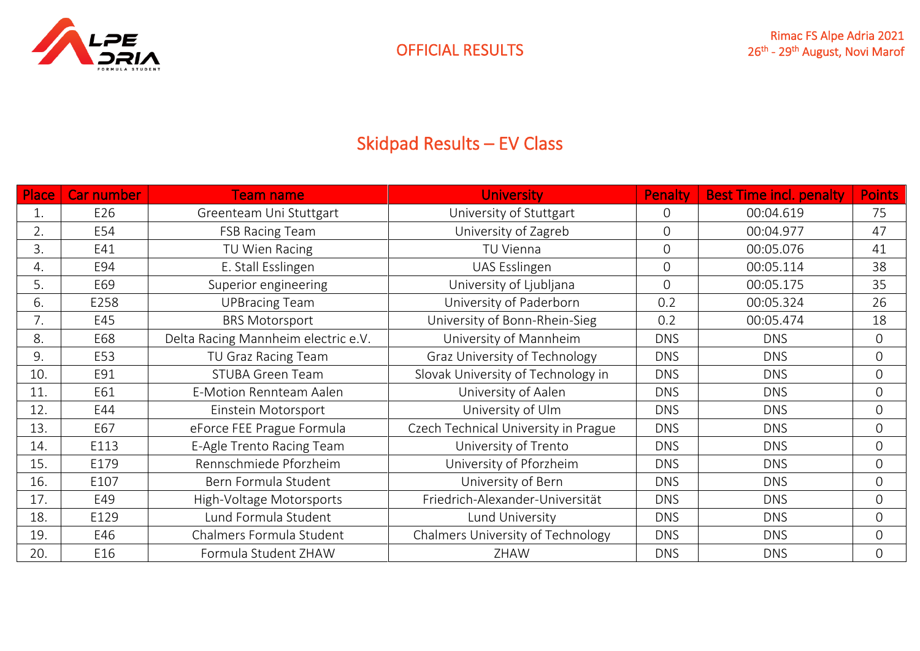OFFICIAL RESULTS

Rimac FS Alpe Adria 2021
26th - 29th August, Novi Marof

## Skidpad Results – EV Class

| Place | Car number | Team name | University | Penalty | Best Time incl. penalty | Points |
|---|---|---|---|---|---|---|
| 1. | E26 | Greenteam Uni Stuttgart | University of Stuttgart | 0 | 00:04.619 | 75 |
| 2. | E54 | FSB Racing Team | University of Zagreb | 0 | 00:04.977 | 47 |
| 3. | E41 | TU Wien Racing | TU Vienna | 0 | 00:05.076 | 41 |
| 4. | E94 | E. Stall Esslingen | UAS Esslingen | 0 | 00:05.114 | 38 |
| 5. | E69 | Superior engineering | University of Ljubljana | 0 | 00:05.175 | 35 |
| 6. | E258 | UPBracing Team | University of Paderborn | 0.2 | 00:05.324 | 26 |
| 7. | E45 | BRS Motorsport | University of Bonn-Rhein-Sieg | 0.2 | 00:05.474 | 18 |
| 8. | E68 | Delta Racing Mannheim electric e.V. | University of Mannheim | DNS | DNS | 0 |
| 9. | E53 | TU Graz Racing Team | Graz University of Technology | DNS | DNS | 0 |
| 10. | E91 | STUBA Green Team | Slovak University of Technology in | DNS | DNS | 0 |
| 11. | E61 | E-Motion Rennteam Aalen | University of Aalen | DNS | DNS | 0 |
| 12. | E44 | Einstein Motorsport | University of Ulm | DNS | DNS | 0 |
| 13. | E67 | eForce FEE Prague Formula | Czech Technical University in Prague | DNS | DNS | 0 |
| 14. | E113 | E-Agle Trento Racing Team | University of Trento | DNS | DNS | 0 |
| 15. | E179 | Rennschmiede Pforzheim | University of Pforzheim | DNS | DNS | 0 |
| 16. | E107 | Bern Formula Student | University of Bern | DNS | DNS | 0 |
| 17. | E49 | High-Voltage Motorsports | Friedrich-Alexander-Universität | DNS | DNS | 0 |
| 18. | E129 | Lund Formula Student | Lund University | DNS | DNS | 0 |
| 19. | E46 | Chalmers Formula Student | Chalmers University of Technology | DNS | DNS | 0 |
| 20. | E16 | Formula Student ZHAW | ZHAW | DNS | DNS | 0 |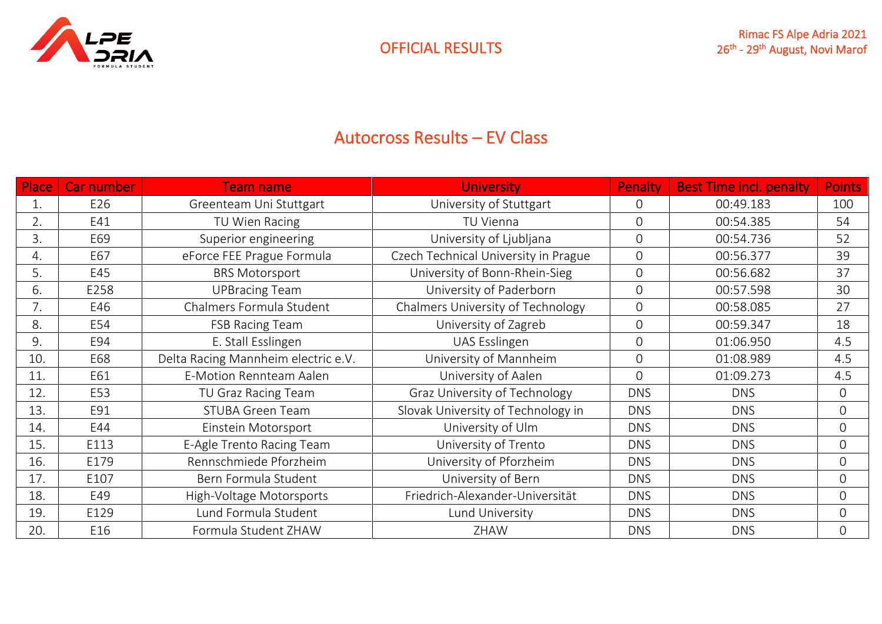OFFICIAL RESULTS

Rimac FS Alpe Adria 2021
26th - 29th August, Novi Marof

# Autocross Results – EV Class

| Place | Car number | Team name | University | Penalty | Best Time incl. penalty | Points |
|---|---|---|---|---|---|---|
| 1. | E26 | Greenteam Uni Stuttgart | University of Stuttgart | 0 | 00:49.183 | 100 |
| 2. | E41 | TU Wien Racing | TU Vienna | 0 | 00:54.385 | 54 |
| 3. | E69 | Superior engineering | University of Ljubljana | 0 | 00:54.736 | 52 |
| 4. | E67 | eForce FEE Prague Formula | Czech Technical University in Prague | 0 | 00:56.377 | 39 |
| 5. | E45 | BRS Motorsport | University of Bonn-Rhein-Sieg | 0 | 00:56.682 | 37 |
| 6. | E258 | UPBracing Team | University of Paderborn | 0 | 00:57.598 | 30 |
| 7. | E46 | Chalmers Formula Student | Chalmers University of Technology | 0 | 00:58.085 | 27 |
| 8. | E54 | FSB Racing Team | University of Zagreb | 0 | 00:59.347 | 18 |
| 9. | E94 | E. Stall Esslingen | UAS Esslingen | 0 | 01:06.950 | 4.5 |
| 10. | E68 | Delta Racing Mannheim electric e.V. | University of Mannheim | 0 | 01:08.989 | 4.5 |
| 11. | E61 | E-Motion Rennteam Aalen | University of Aalen | 0 | 01:09.273 | 4.5 |
| 12. | E53 | TU Graz Racing Team | Graz University of Technology | DNS | DNS | 0 |
| 13. | E91 | STUBA Green Team | Slovak University of Technology in | DNS | DNS | 0 |
| 14. | E44 | Einstein Motorsport | University of Ulm | DNS | DNS | 0 |
| 15. | E113 | E-Agle Trento Racing Team | University of Trento | DNS | DNS | 0 |
| 16. | E179 | Rennschmiede Pforzheim | University of Pforzheim | DNS | DNS | 0 |
| 17. | E107 | Bern Formula Student | University of Bern | DNS | DNS | 0 |
| 18. | E49 | High-Voltage Motorsports | Friedrich-Alexander-Universität | DNS | DNS | 0 |
| 19. | E129 | Lund Formula Student | Lund University | DNS | DNS | 0 |
| 20. | E16 | Formula Student ZHAW | ZHAW | DNS | DNS | 0 |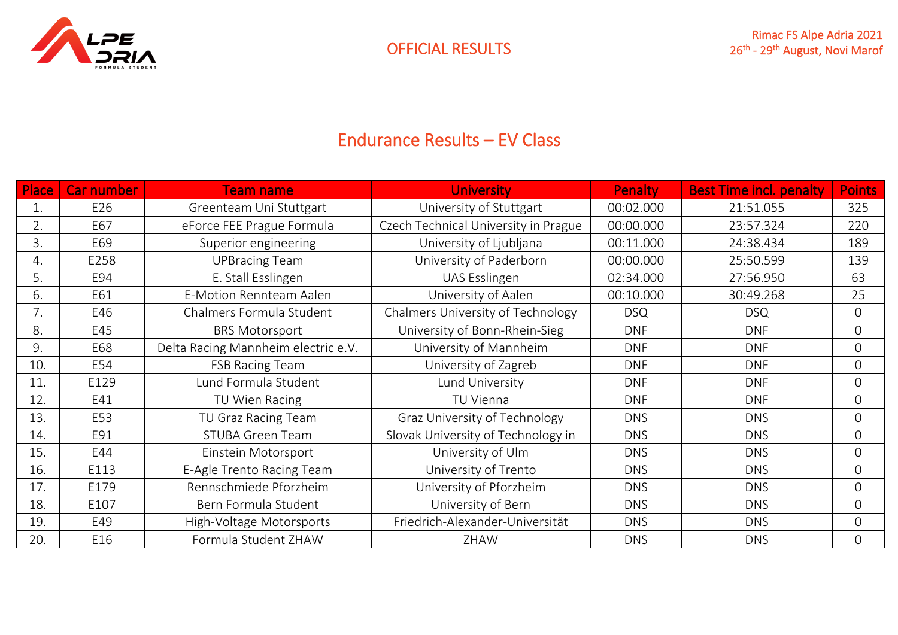OFFICIAL RESULTS

Rimac FS Alpe Adria 2021
26th - 29th August, Novi Marof

# Endurance Results – EV Class

| Place | Car number | Team name | University | Penalty | Best Time incl. penalty | Points |
|---|---|---|---|---|---|---|
| 1. | E26 | Greenteam Uni Stuttgart | University of Stuttgart | 00:02.000 | 21:51.055 | 325 |
| 2. | E67 | eForce FEE Prague Formula | Czech Technical University in Prague | 00:00.000 | 23:57.324 | 220 |
| 3. | E69 | Superior engineering | University of Ljubljana | 00:11.000 | 24:38.434 | 189 |
| 4. | E258 | UPBracing Team | University of Paderborn | 00:00.000 | 25:50.599 | 139 |
| 5. | E94 | E. Stall Esslingen | UAS Esslingen | 02:34.000 | 27:56.950 | 63 |
| 6. | E61 | E-Motion Rennteam Aalen | University of Aalen | 00:10.000 | 30:49.268 | 25 |
| 7. | E46 | Chalmers Formula Student | Chalmers University of Technology | DSQ | DSQ | 0 |
| 8. | E45 | BRS Motorsport | University of Bonn-Rhein-Sieg | DNF | DNF | 0 |
| 9. | E68 | Delta Racing Mannheim electric e.V. | University of Mannheim | DNF | DNF | 0 |
| 10. | E54 | FSB Racing Team | University of Zagreb | DNF | DNF | 0 |
| 11. | E129 | Lund Formula Student | Lund University | DNF | DNF | 0 |
| 12. | E41 | TU Wien Racing | TU Vienna | DNF | DNF | 0 |
| 13. | E53 | TU Graz Racing Team | Graz University of Technology | DNS | DNS | 0 |
| 14. | E91 | STUBA Green Team | Slovak University of Technology in | DNS | DNS | 0 |
| 15. | E44 | Einstein Motorsport | University of Ulm | DNS | DNS | 0 |
| 16. | E113 | E-Agle Trento Racing Team | University of Trento | DNS | DNS | 0 |
| 17. | E179 | Rennschmiede Pforzheim | University of Pforzheim | DNS | DNS | 0 |
| 18. | E107 | Bern Formula Student | University of Bern | DNS | DNS | 0 |
| 19. | E49 | High-Voltage Motorsports | Friedrich-Alexander-Universität | DNS | DNS | 0 |
| 20. | E16 | Formula Student ZHAW | ZHAW | DNS | DNS | 0 |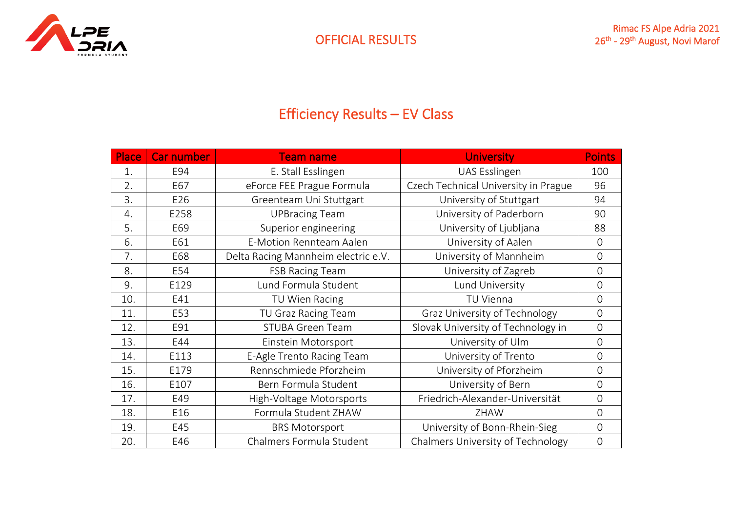OFFICIAL RESULTS

Rimac FS Alpe Adria 2021
26th - 29th August, Novi Marof

## Efficiency Results – EV Class

| Place | Car number | Team name | University | Points |
|---|---|---|---|---|
| 1. | E94 | E. Stall Esslingen | UAS Esslingen | 100 |
| 2. | E67 | eForce FEE Prague Formula | Czech Technical University in Prague | 96 |
| 3. | E26 | Greenteam Uni Stuttgart | University of Stuttgart | 94 |
| 4. | E258 | UPBracing Team | University of Paderborn | 90 |
| 5. | E69 | Superior engineering | University of Ljubljana | 88 |
| 6. | E61 | E-Motion Rennteam Aalen | University of Aalen | 0 |
| 7. | E68 | Delta Racing Mannheim electric e.V. | University of Mannheim | 0 |
| 8. | E54 | FSB Racing Team | University of Zagreb | 0 |
| 9. | E129 | Lund Formula Student | Lund University | 0 |
| 10. | E41 | TU Wien Racing | TU Vienna | 0 |
| 11. | E53 | TU Graz Racing Team | Graz University of Technology | 0 |
| 12. | E91 | STUBA Green Team | Slovak University of Technology in | 0 |
| 13. | E44 | Einstein Motorsport | University of Ulm | 0 |
| 14. | E113 | E-Agle Trento Racing Team | University of Trento | 0 |
| 15. | E179 | Rennschmiede Pforzheim | University of Pforzheim | 0 |
| 16. | E107 | Bern Formula Student | University of Bern | 0 |
| 17. | E49 | High-Voltage Motorsports | Friedrich-Alexander-Universität | 0 |
| 18. | E16 | Formula Student ZHAW | ZHAW | 0 |
| 19. | E45 | BRS Motorsport | University of Bonn-Rhein-Sieg | 0 |
| 20. | E46 | Chalmers Formula Student | Chalmers University of Technology | 0 |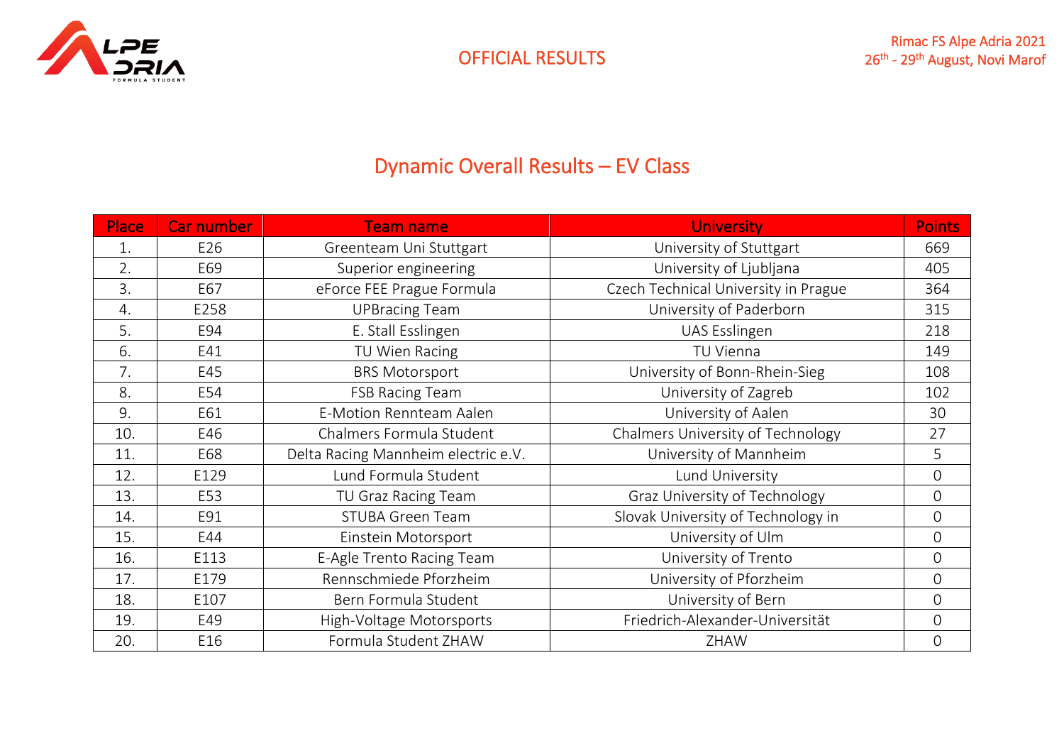OFFICIAL RESULTS

Rimac FS Alpe Adria 2021
26th - 29th August, Novi Marof

## Dynamic Overall Results – EV Class

| Place | Car number | Team name | University | Points |
|---|---|---|---|---|
| 1. | E26 | Greenteam Uni Stuttgart | University of Stuttgart | 669 |
| 2. | E69 | Superior engineering | University of Ljubljana | 405 |
| 3. | E67 | eForce FEE Prague Formula | Czech Technical University in Prague | 364 |
| 4. | E258 | UPBracing Team | University of Paderborn | 315 |
| 5. | E94 | E. Stall Esslingen | UAS Esslingen | 218 |
| 6. | E41 | TU Wien Racing | TU Vienna | 149 |
| 7. | E45 | BRS Motorsport | University of Bonn-Rhein-Sieg | 108 |
| 8. | E54 | FSB Racing Team | University of Zagreb | 102 |
| 9. | E61 | E-Motion Rennteam Aalen | University of Aalen | 30 |
| 10. | E46 | Chalmers Formula Student | Chalmers University of Technology | 27 |
| 11. | E68 | Delta Racing Mannheim electric e.V. | University of Mannheim | 5 |
| 12. | E129 | Lund Formula Student | Lund University | 0 |
| 13. | E53 | TU Graz Racing Team | Graz University of Technology | 0 |
| 14. | E91 | STUBA Green Team | Slovak University of Technology in | 0 |
| 15. | E44 | Einstein Motorsport | University of Ulm | 0 |
| 16. | E113 | E-Agle Trento Racing Team | University of Trento | 0 |
| 17. | E179 | Rennschmiede Pforzheim | University of Pforzheim | 0 |
| 18. | E107 | Bern Formula Student | University of Bern | 0 |
| 19. | E49 | High-Voltage Motorsports | Friedrich-Alexander-Universität | 0 |
| 20. | E16 | Formula Student ZHAW | ZHAW | 0 |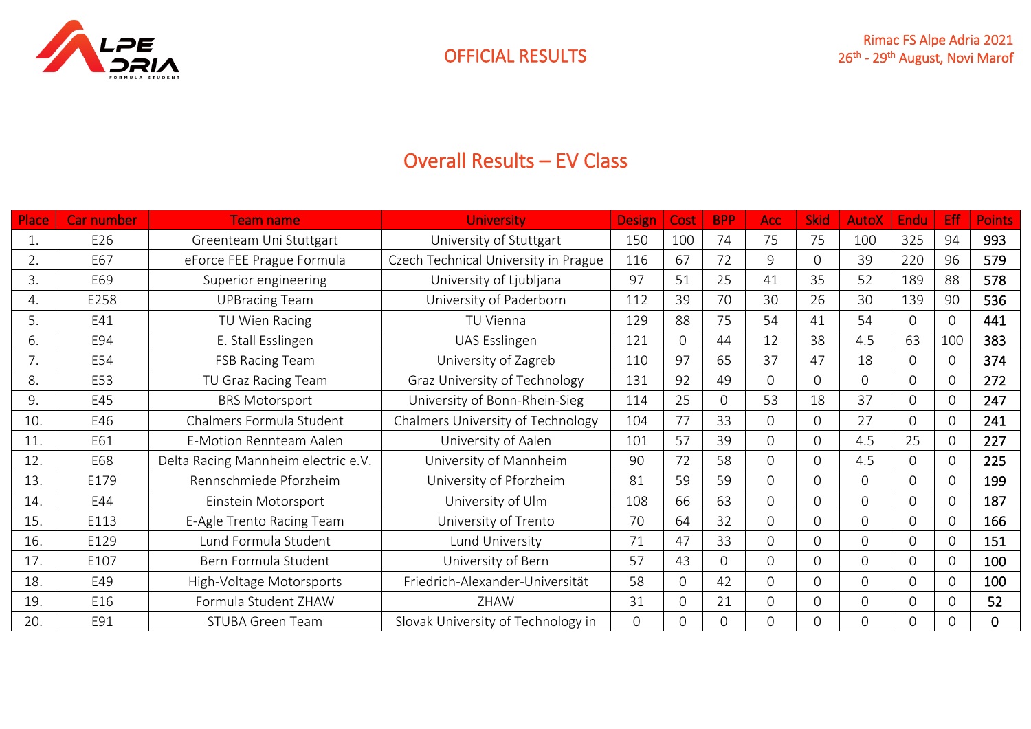OFFICIAL RESULTS

Rimac FS Alpe Adria 2021
26th - 29th August, Novi Marof

## Overall Results – EV Class

| Place | Car number | Team name | University | Design | Cost | BPP | Acc | Skid | AutoX | Endu | Eff | Points |
|---|---|---|---|---|---|---|---|---|---|---|---|---|
| 1. | E26 | Greenteam Uni Stuttgart | University of Stuttgart | 150 | 100 | 74 | 75 | 75 | 100 | 325 | 94 | **993** |
| 2. | E67 | eForce FEE Prague Formula | Czech Technical University in Prague | 116 | 67 | 72 | 9 | 0 | 39 | 220 | 96 | **579** |
| 3. | E69 | Superior engineering | University of Ljubljana | 97 | 51 | 25 | 41 | 35 | 52 | 189 | 88 | **578** |
| 4. | E258 | UPBracing Team | University of Paderborn | 112 | 39 | 70 | 30 | 26 | 30 | 139 | 90 | **536** |
| 5. | E41 | TU Wien Racing | TU Vienna | 129 | 88 | 75 | 54 | 41 | 54 | 0 | 0 | **441** |
| 6. | E94 | E. Stall Esslingen | UAS Esslingen | 121 | 0 | 44 | 12 | 38 | 4.5 | 63 | 100 | **383** |
| 7. | E54 | FSB Racing Team | University of Zagreb | 110 | 97 | 65 | 37 | 47 | 18 | 0 | 0 | **374** |
| 8. | E53 | TU Graz Racing Team | Graz University of Technology | 131 | 92 | 49 | 0 | 0 | 0 | 0 | 0 | **272** |
| 9. | E45 | BRS Motorsport | University of Bonn-Rhein-Sieg | 114 | 25 | 0 | 53 | 18 | 37 | 0 | 0 | **247** |
| 10. | E46 | Chalmers Formula Student | Chalmers University of Technology | 104 | 77 | 33 | 0 | 0 | 27 | 0 | 0 | **241** |
| 11. | E61 | E-Motion Rennteam Aalen | University of Aalen | 101 | 57 | 39 | 0 | 0 | 4.5 | 25 | 0 | **227** |
| 12. | E68 | Delta Racing Mannheim electric e.V. | University of Mannheim | 90 | 72 | 58 | 0 | 0 | 4.5 | 0 | 0 | **225** |
| 13. | E179 | Rennschmiede Pforzheim | University of Pforzheim | 81 | 59 | 59 | 0 | 0 | 0 | 0 | 0 | **199** |
| 14. | E44 | Einstein Motorsport | University of Ulm | 108 | 66 | 63 | 0 | 0 | 0 | 0 | 0 | **187** |
| 15. | E113 | E-Agle Trento Racing Team | University of Trento | 70 | 64 | 32 | 0 | 0 | 0 | 0 | 0 | **166** |
| 16. | E129 | Lund Formula Student | Lund University | 71 | 47 | 33 | 0 | 0 | 0 | 0 | 0 | **151** |
| 17. | E107 | Bern Formula Student | University of Bern | 57 | 43 | 0 | 0 | 0 | 0 | 0 | 0 | **100** |
| 18. | E49 | High-Voltage Motorsports | Friedrich-Alexander-Universität | 58 | 0 | 42 | 0 | 0 | 0 | 0 | 0 | **100** |
| 19. | E16 | Formula Student ZHAW | ZHAW | 31 | 0 | 21 | 0 | 0 | 0 | 0 | 0 | **52** |
| 20. | E91 | STUBA Green Team | Slovak University of Technology in | 0 | 0 | 0 | 0 | 0 | 0 | 0 | 0 | **0** |